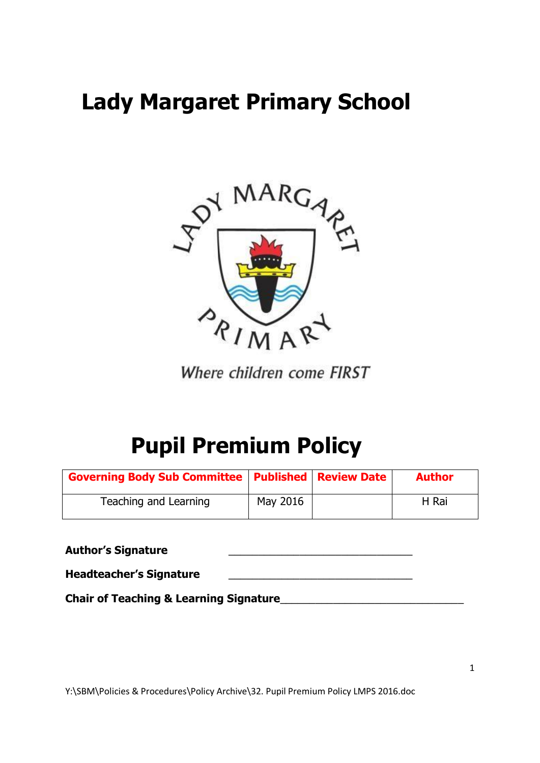# Lady Margaret Primary School

Where children come FIRST

# Pupil Premium Policy

| Governing Body Sub Committee | Published | Review Date | Author |
| --- | --- | --- | --- |
| Teaching and Learning | May 2016 | | H Rai |

**Author's Signature** ______________________________

**Headteacher's Signature** ______________________________

**Chair of Teaching & Learning Signature**______________________________

Y:\SBM\Policies & Procedures\Policy Archive\32. Pupil Premium Policy LMPS 2016.doc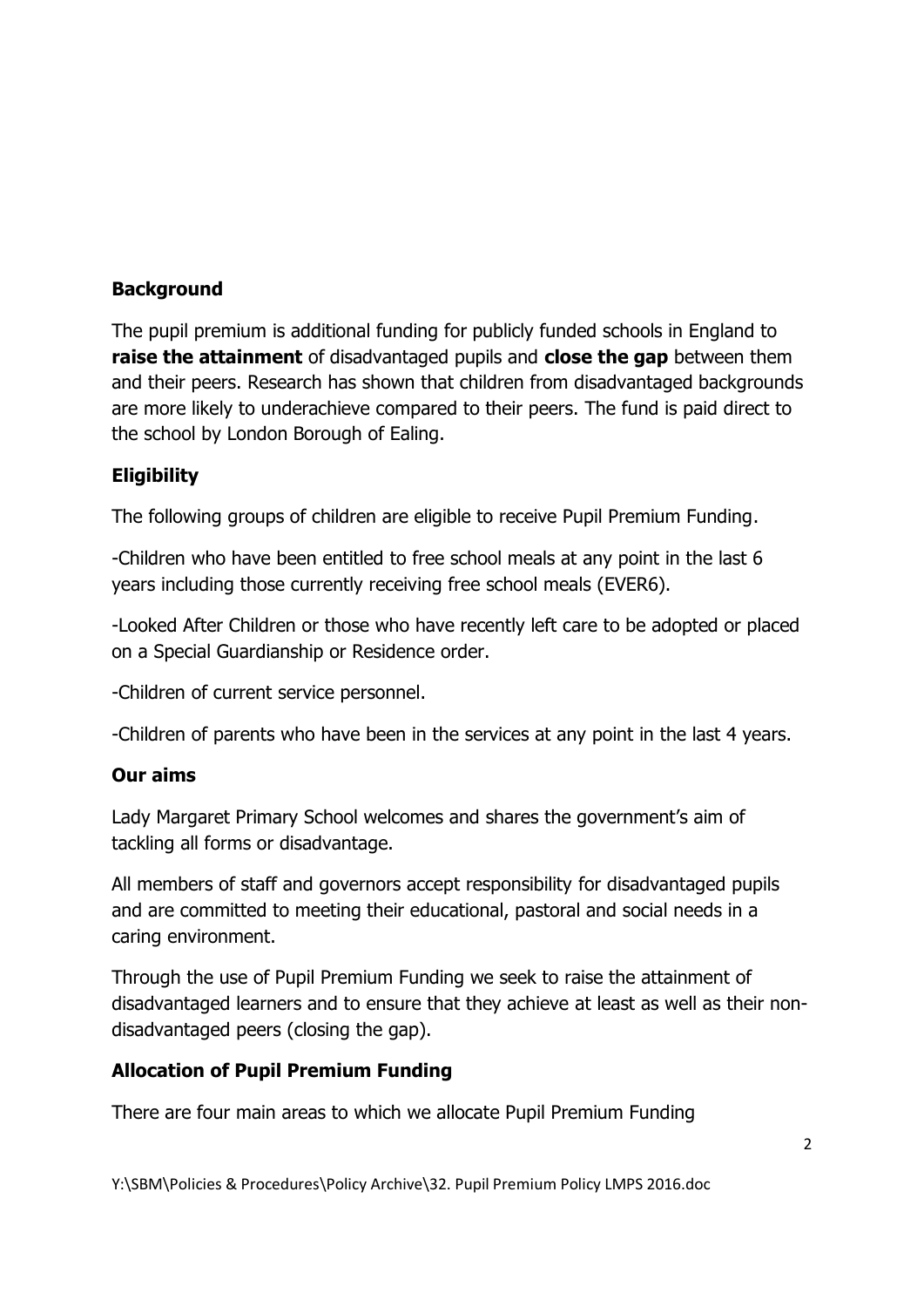**Background**

The pupil premium is additional funding for publicly funded schools in England to **raise the attainment** of disadvantaged pupils and **close the gap** between them and their peers. Research has shown that children from disadvantaged backgrounds are more likely to underachieve compared to their peers. The fund is paid direct to the school by London Borough of Ealing.

**Eligibility**

The following groups of children are eligible to receive Pupil Premium Funding.

-Children who have been entitled to free school meals at any point in the last 6 years including those currently receiving free school meals (EVER6).

-Looked After Children or those who have recently left care to be adopted or placed on a Special Guardianship or Residence order.

-Children of current service personnel.

-Children of parents who have been in the services at any point in the last 4 years.

**Our aims**

Lady Margaret Primary School welcomes and shares the government's aim of tackling all forms or disadvantage.

All members of staff and governors accept responsibility for disadvantaged pupils and are committed to meeting their educational, pastoral and social needs in a caring environment.

Through the use of Pupil Premium Funding we seek to raise the attainment of disadvantaged learners and to ensure that they achieve at least as well as their non-disadvantaged peers (closing the gap).

**Allocation of Pupil Premium Funding**

There are four main areas to which we allocate Pupil Premium Funding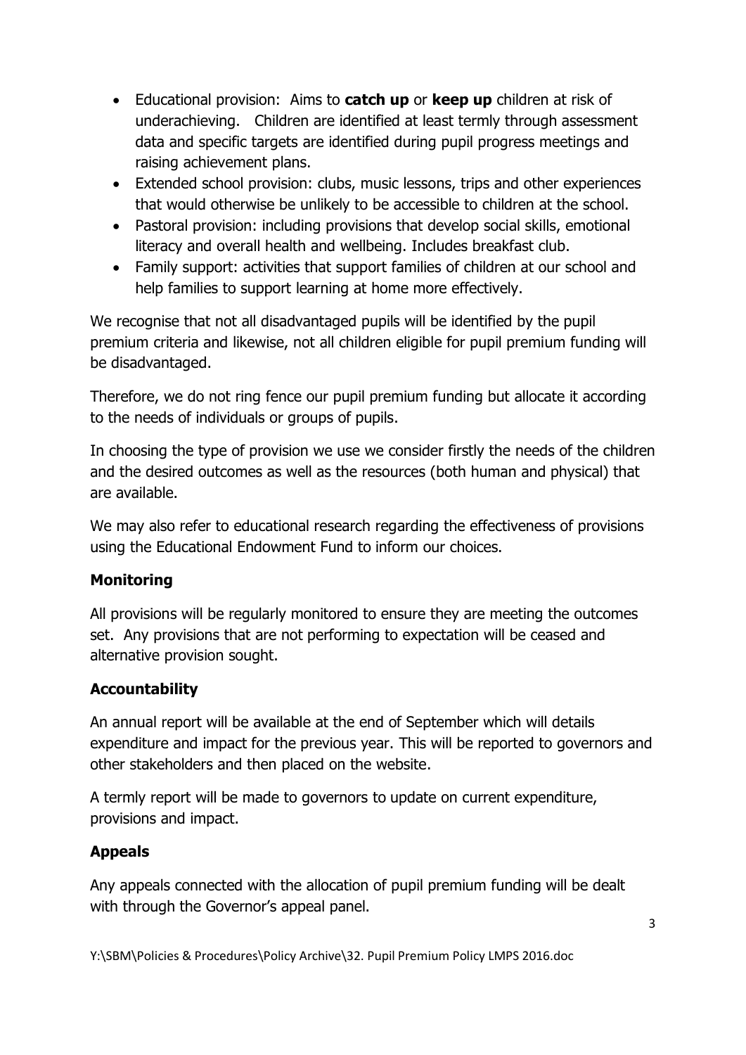- Educational provision: Aims to **catch up** or **keep up** children at risk of underachieving. Children are identified at least termly through assessment data and specific targets are identified during pupil progress meetings and raising achievement plans.
- Extended school provision: clubs, music lessons, trips and other experiences that would otherwise be unlikely to be accessible to children at the school.
- Pastoral provision: including provisions that develop social skills, emotional literacy and overall health and wellbeing. Includes breakfast club.
- Family support: activities that support families of children at our school and help families to support learning at home more effectively.

We recognise that not all disadvantaged pupils will be identified by the pupil premium criteria and likewise, not all children eligible for pupil premium funding will be disadvantaged.

Therefore, we do not ring fence our pupil premium funding but allocate it according to the needs of individuals or groups of pupils.

In choosing the type of provision we use we consider firstly the needs of the children and the desired outcomes as well as the resources (both human and physical) that are available.

We may also refer to educational research regarding the effectiveness of provisions using the Educational Endowment Fund to inform our choices.

## Monitoring

All provisions will be regularly monitored to ensure they are meeting the outcomes set. Any provisions that are not performing to expectation will be ceased and alternative provision sought.

## Accountability

An annual report will be available at the end of September which will details expenditure and impact for the previous year. This will be reported to governors and other stakeholders and then placed on the website.

A termly report will be made to governors to update on current expenditure, provisions and impact.

## Appeals

Any appeals connected with the allocation of pupil premium funding will be dealt with through the Governor's appeal panel.

Y:\SBM\Policies & Procedures\Policy Archive\32. Pupil Premium Policy LMPS 2016.doc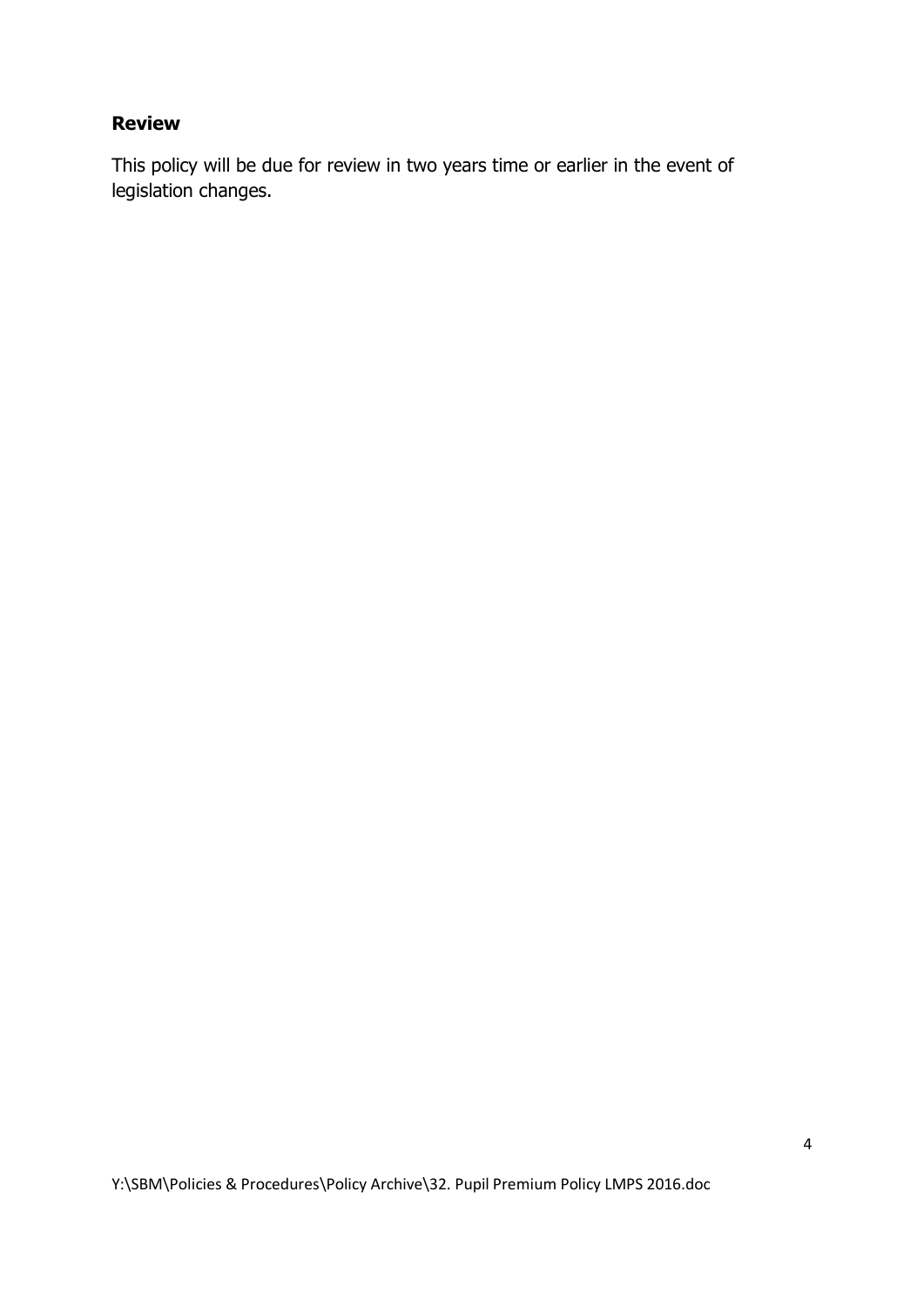## Review

This policy will be due for review in two years time or earlier in the event of legislation changes.